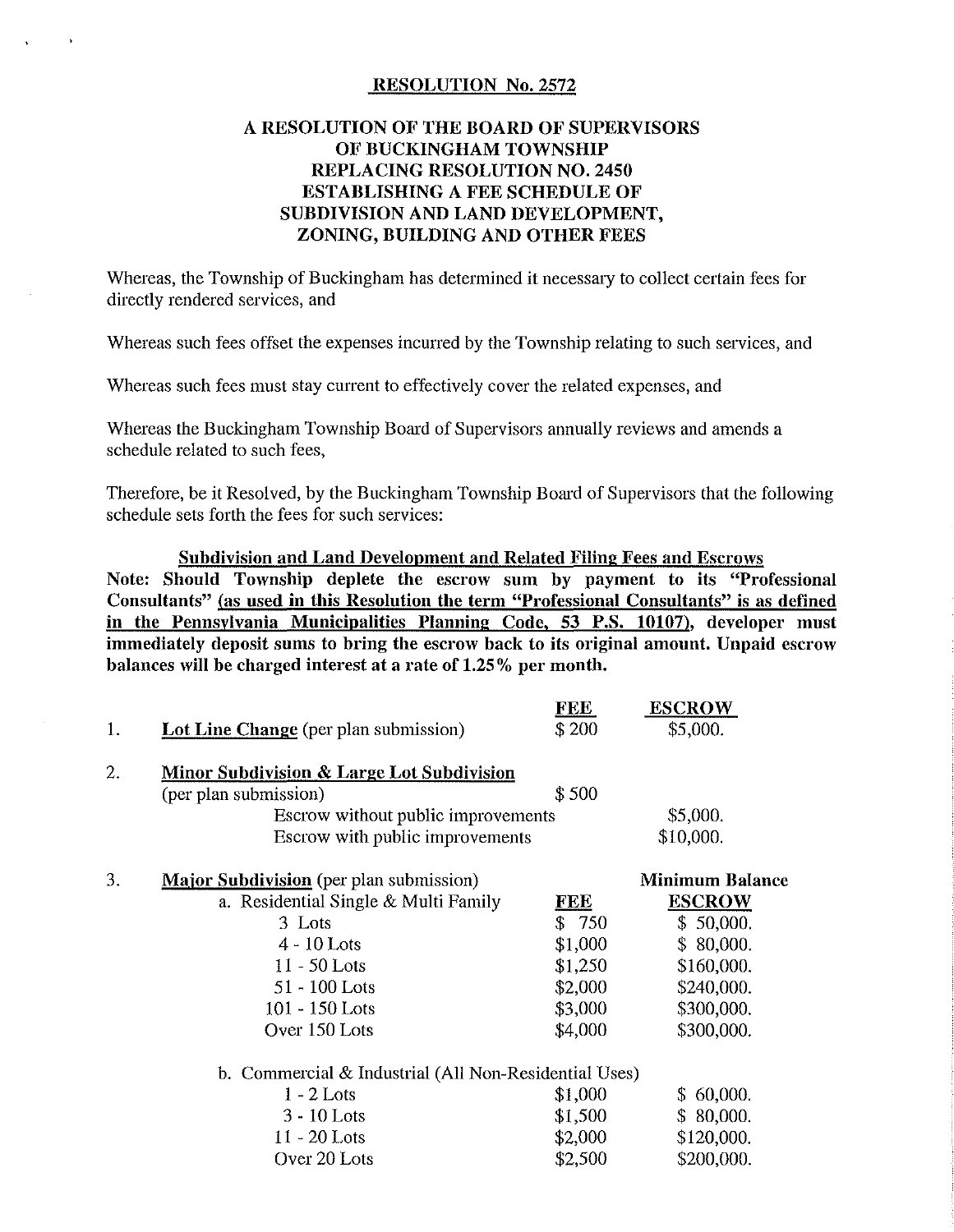# RESOLUTION No. 2572

## A RESOLUTION OF THE BOARD OF SUPERVISORS OF BUCKINGHAM TOWNSHIP REPLACING RESOLUTION NO. 2450 ESTABLISHING A FEE SCHEDULE OF SUBDIVISION AND LAND DEVELOPMENT, ZONING, BUILDING AND OTHER FEES

Whereas, the Township of Buckingham has determined it necessary to collect certain fees for directly rendered services, and

Whereas such fees offset the expenses incurred by the Township relating to such services, and

Whereas such fees must stay current to effectively cover the related expenses, and

Whereas the Buckingham Township Board of Supervisors annually reviews and amends a schedule related to such fees,

Therefore, be it Resolved, by the Buckingham Township Board of Supervisors that the following schedule sets forth the fees for such services:

### Subdivision and Land Development and Related Filing Fees and Escrows

**Note: Should Township deplete the escrow sum by payment to its "Professional Consultants" (as used in this Resolution the term "Professional Consultants" is as defined in the Pennsylvania Municipalities Planning Code, 53 P.S. 10107), developer must immediately deposit sums to bring the escrow back to its original amount. Unpaid escrow balances will be charged interest at a rate of 1.25% per month.**

| | | FEE | ESCROW |
|---|---|---|---|
| 1. | **Lot Line Change** (per plan submission) | $ 200 | $5,000. |
| 2. | **Minor Subdivision & Large Lot Subdivision** (per plan submission) | $ 500 | |
| | Escrow without public improvements | | $5,000. |
| | Escrow with public improvements | | $10,000. |
| 3. | **Major Subdivision** (per plan submission) | | **Minimum Balance** |
| | a. Residential Single & Multi Family | **FEE** | **ESCROW** |
| | 3 Lots | $ 750 | $ 50,000. |
| | 4 - 10 Lots | $1,000 | $ 80,000. |
| | 11 - 50 Lots | $1,250 | $160,000. |
| | 51 - 100 Lots | $2,000 | $240,000. |
| | 101 - 150 Lots | $3,000 | $300,000. |
| | Over 150 Lots | $4,000 | $300,000. |
| | b. Commercial & Industrial (All Non-Residential Uses) | | |
| | 1 - 2 Lots | $1,000 | $ 60,000. |
| | 3 - 10 Lots | $1,500 | $ 80,000. |
| | 11 - 20 Lots | $2,000 | $120,000. |
| | Over 20 Lots | $2,500 | $200,000. |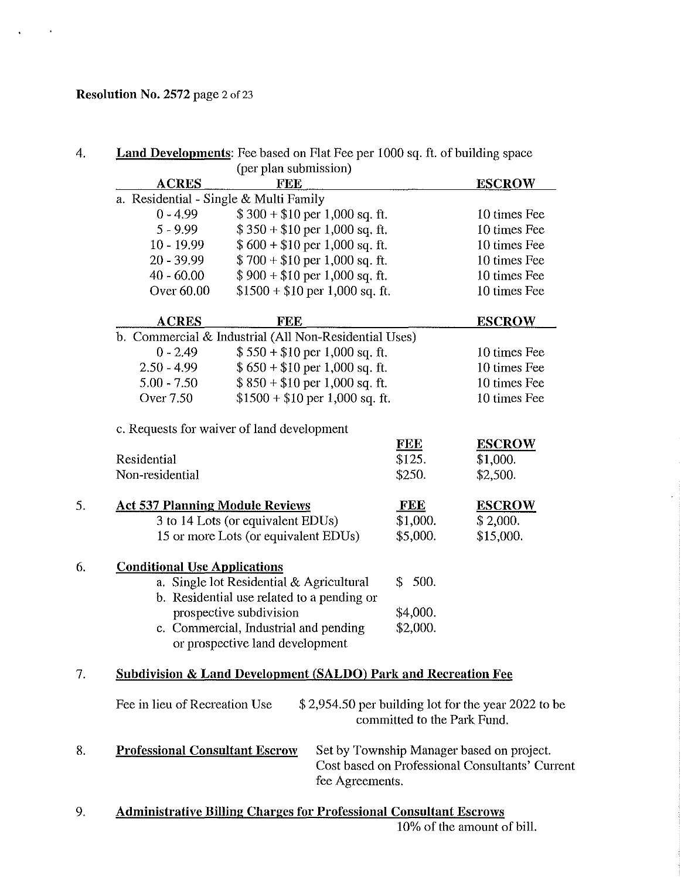4. **Land Developments**: Fee based on Flat Fee per 1000 sq. ft. of building space (per plan submission)

| ACRES | FEE | ESCROW |
|---|---|---|
| a. Residential - Single & Multi Family | | |
| 0 - 4.99 | $ 300 + $10 per 1,000 sq. ft. | 10 times Fee |
| 5 - 9.99 | $ 350 + $10 per 1,000 sq. ft. | 10 times Fee |
| 10 - 19.99 | $ 600 + $10 per 1,000 sq. ft. | 10 times Fee |
| 20 - 39.99 | $ 700 + $10 per 1,000 sq. ft. | 10 times Fee |
| 40 - 60.00 | $ 900 + $10 per 1,000 sq. ft. | 10 times Fee |
| Over 60.00 | $1500 + $10 per 1,000 sq. ft. | 10 times Fee |

| ACRES | FEE | ESCROW |
|---|---|---|
| b. Commercial & Industrial (All Non-Residential Uses) | | |
| 0 - 2.49 | $ 550 + $10 per 1,000 sq. ft. | 10 times Fee |
| 2.50 - 4.99 | $ 650 + $10 per 1,000 sq. ft. | 10 times Fee |
| 5.00 - 7.50 | $ 850 + $10 per 1,000 sq. ft. | 10 times Fee |
| Over 7.50 | $1500 + $10 per 1,000 sq. ft. | 10 times Fee |

c. Requests for waiver of land development

| | FEE | ESCROW |
|---|---|---|
| Residential | $125. | $1,000. |
| Non-residential | $250. | $2,500. |

5. **Act 537 Planning Module Reviews**

| | FEE | ESCROW |
|---|---|---|
| 3 to 14 Lots (or equivalent EDUs) | $1,000. | $ 2,000. |
| 15 or more Lots (or equivalent EDUs) | $5,000. | $15,000. |

6. **Conditional Use Applications**

| | |
|---|---|
| a. Single lot Residential & Agricultural | $ 500. |
| b. Residential use related to a pending or prospective subdivision | $4,000. |
| c. Commercial, Industrial and pending or prospective land development | $2,000. |

7. **Subdivision & Land Development (SALDO) Park and Recreation Fee**

Fee in lieu of Recreation Use — $ 2,954.50 per building lot for the year 2022 to be committed to the Park Fund.

8. **Professional Consultant Escrow** — Set by Township Manager based on project. Cost based on Professional Consultants' Current fee Agreements.

9. **Administrative Billing Charges for Professional Consultant Escrows**

10% of the amount of bill.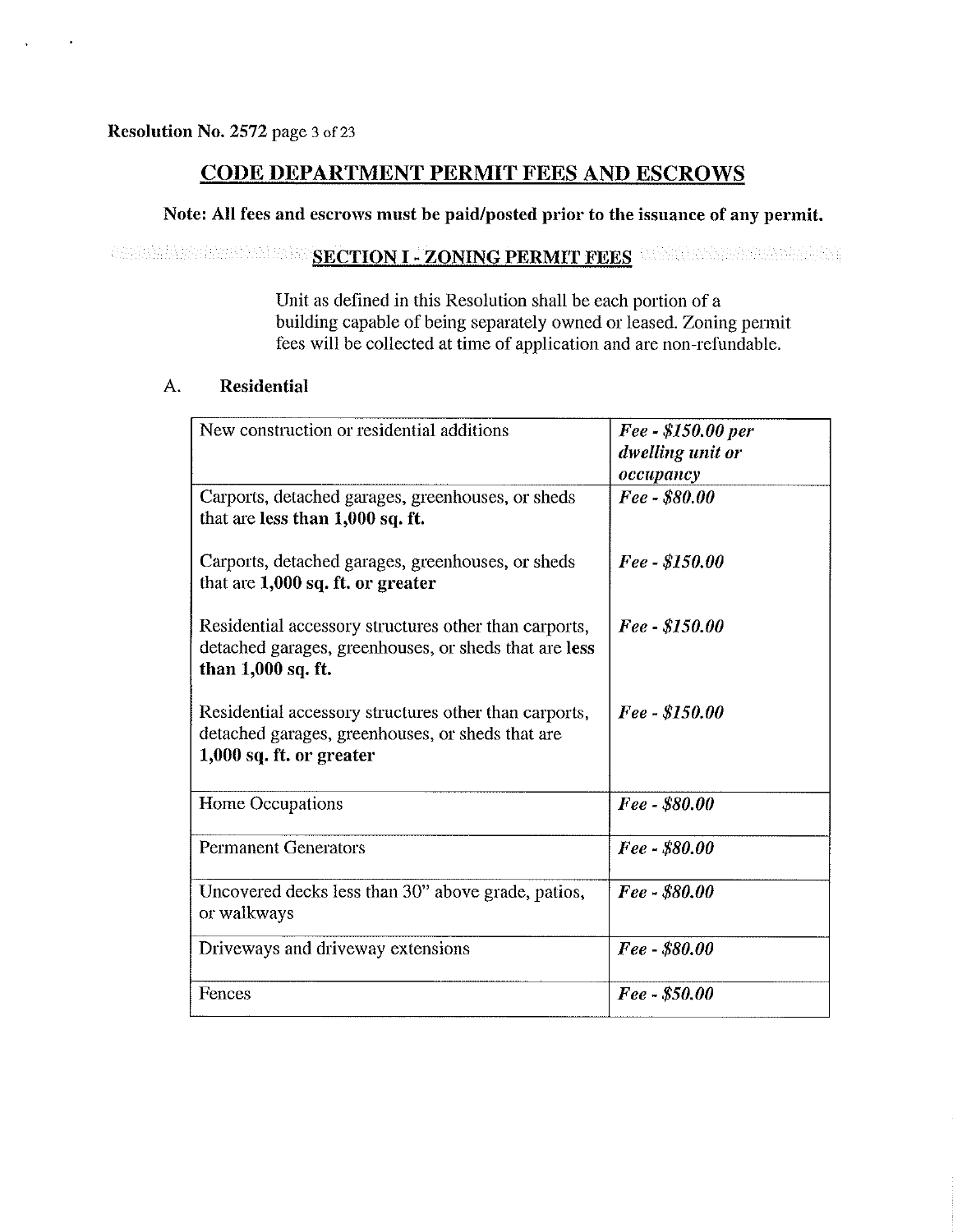## CODE DEPARTMENT PERMIT FEES AND ESCROWS

**Note: All fees and escrows must be paid/posted prior to the issuance of any permit.**

### SECTION I - ZONING PERMIT FEES

Unit as defined in this Resolution shall be each portion of a building capable of being separately owned or leased. Zoning permit fees will be collected at time of application and are non-refundable.

A. **Residential**

| | |
|---|---|
| New construction or residential additions | ***Fee - $150.00 per dwelling unit or occupancy*** |
| Carports, detached garages, greenhouses, or sheds that are **less than 1,000 sq. ft.** | ***Fee - $80.00*** |
| Carports, detached garages, greenhouses, or sheds that are **1,000 sq. ft. or greater** | ***Fee - $150.00*** |
| Residential accessory structures other than carports, detached garages, greenhouses, or sheds that are **less than 1,000 sq. ft.** | ***Fee - $150.00*** |
| Residential accessory structures other than carports, detached garages, greenhouses, or sheds that are **1,000 sq. ft. or greater** | ***Fee - $150.00*** |
| Home Occupations | ***Fee - $80.00*** |
| Permanent Generators | ***Fee - $80.00*** |
| Uncovered decks less than 30" above grade, patios, or walkways | ***Fee - $80.00*** |
| Driveways and driveway extensions | ***Fee - $80.00*** |
| Fences | ***Fee - $50.00*** |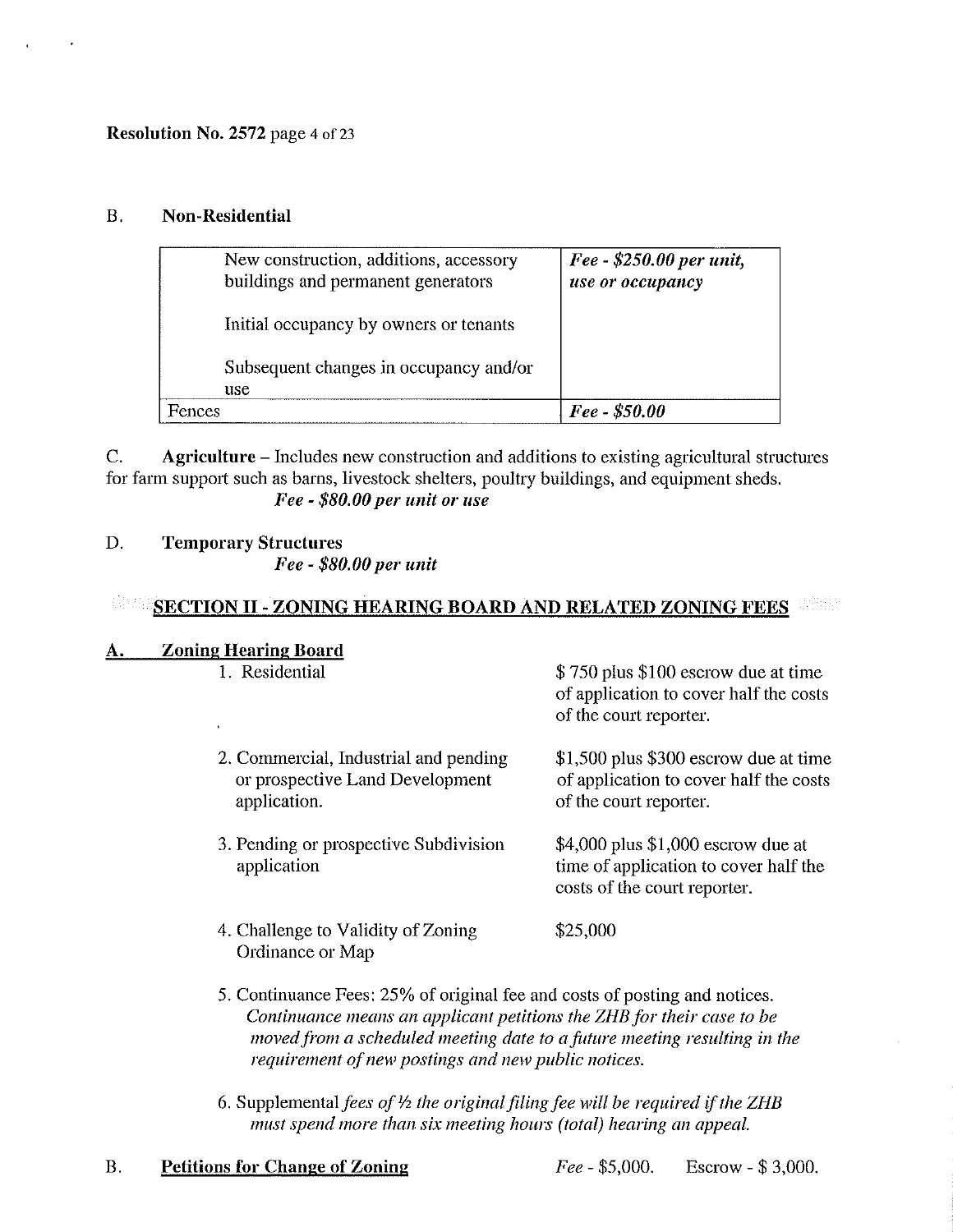**Resolution No. 2572** page 4 of 23

## B. Non-Residential

| | |
|---|---|
| New construction, additions, accessory buildings and permanent generators<br><br>Initial occupancy by owners or tenants<br><br>Subsequent changes in occupancy and/or use | ***Fee - $250.00 per unit, use or occupancy*** |
| Fences | ***Fee - $50.00*** |

C. **Agriculture** – Includes new construction and additions to existing agricultural structures for farm support such as barns, livestock shelters, poultry buildings, and equipment sheds.
***Fee - $80.00 per unit or use***

D. **Temporary Structures**
***Fee - $80.00 per unit***

## SECTION II - ZONING HEARING BOARD AND RELATED ZONING FEES

### A. Zoning Hearing Board

1. Residential — $ 750 plus $100 escrow due at time of application to cover half the costs of the court reporter.

2. Commercial, Industrial and pending or prospective Land Development application. — $1,500 plus $300 escrow due at time of application to cover half the costs of the court reporter.

3. Pending or prospective Subdivision application — $4,000 plus $1,000 escrow due at time of application to cover half the costs of the court reporter.

4. Challenge to Validity of Zoning Ordinance or Map — $25,000

5. Continuance Fees: 25% of original fee and costs of posting and notices. *Continuance means an applicant petitions the ZHB for their case to be moved from a scheduled meeting date to a future meeting resulting in the requirement of new postings and new public notices.*

6. Supplemental *fees of ½ the original filing fee will be required if the ZHB must spend more than six meeting hours (total) hearing an appeal.*

### B. Petitions for Change of Zoning

*Fee* - $5,000. Escrow - $ 3,000.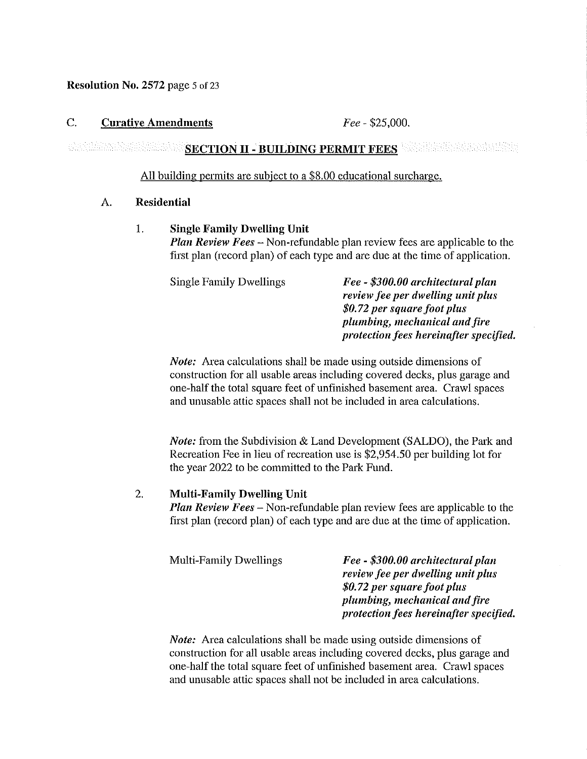**Resolution No. 2572** page 5 of 23

C. **Curative Amendments** *Fee* - $25,000.

## SECTION II - BUILDING PERMIT FEES

All building permits are subject to a $8.00 educational surcharge.

### A. Residential

#### 1. Single Family Dwelling Unit

***Plan Review Fees*** – Non-refundable plan review fees are applicable to the first plan (record plan) of each type and are due at the time of application.

Single Family Dwellings — ***Fee - $300.00 architectural plan review fee per dwelling unit plus $0.72 per square foot plus plumbing, mechanical and fire protection fees hereinafter specified.***

*Note:* Area calculations shall be made using outside dimensions of construction for all usable areas including covered decks, plus garage and one-half the total square feet of unfinished basement area. Crawl spaces and unusable attic spaces shall not be included in area calculations.

*Note:* from the Subdivision & Land Development (SALDO), the Park and Recreation Fee in lieu of recreation use is $2,954.50 per building lot for the year 2022 to be committed to the Park Fund.

#### 2. Multi-Family Dwelling Unit

***Plan Review Fees*** – Non-refundable plan review fees are applicable to the first plan (record plan) of each type and are due at the time of application.

Multi-Family Dwellings — ***Fee - $300.00 architectural plan review fee per dwelling unit plus $0.72 per square foot plus plumbing, mechanical and fire protection fees hereinafter specified.***

*Note:* Area calculations shall be made using outside dimensions of construction for all usable areas including covered decks, plus garage and one-half the total square feet of unfinished basement area. Crawl spaces and unusable attic spaces shall not be included in area calculations.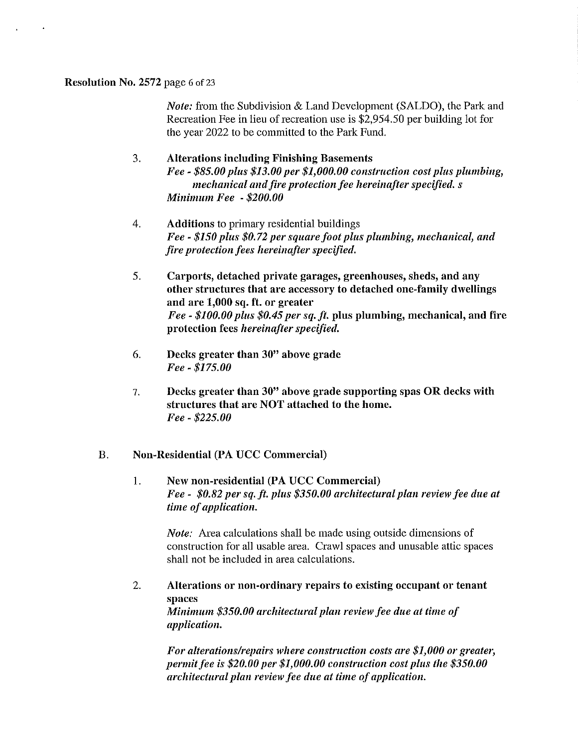*Note:* from the Subdivision & Land Development (SALDO), the Park and Recreation Fee in lieu of recreation use is $2,954.50 per building lot for the year 2022 to be committed to the Park Fund.

3. **Alterations including Finishing Basements**
   ***Fee - $85.00 plus $13.00 per $1,000.00 construction cost plus plumbing, mechanical and fire protection fee hereinafter specified. s***
   ***Minimum Fee - $200.00***

4. **Additions** to primary residential buildings
   ***Fee - $150 plus $0.72 per square foot plus plumbing, mechanical, and fire protection fees hereinafter specified.***

5. **Carports, detached private garages, greenhouses, sheds, and any other structures that are accessory to detached one-family dwellings and are 1,000 sq. ft. or greater**
   ***Fee - $100.00 plus $0.45 per sq. ft.*** **plus plumbing, mechanical, and fire protection fees** ***hereinafter specified.***

6. **Decks greater than 30" above grade**
   ***Fee - $175.00***

7. **Decks greater than 30" above grade supporting spas OR decks with structures that are NOT attached to the home.**
   ***Fee - $225.00***

B. **Non-Residential (PA UCC Commercial)**

1. **New non-residential (PA UCC Commercial)**
   ***Fee - $0.82 per sq. ft. plus $350.00 architectural plan review fee due at time of application.***

   *Note:* Area calculations shall be made using outside dimensions of construction for all usable area. Crawl spaces and unusable attic spaces shall not be included in area calculations.

2. **Alterations or non-ordinary repairs to existing occupant or tenant spaces**
   ***Minimum $350.00 architectural plan review fee due at time of application.***

   ***For alterations/repairs where construction costs are $1,000 or greater, permit fee is $20.00 per $1,000.00 construction cost plus the $350.00 architectural plan review fee due at time of application.***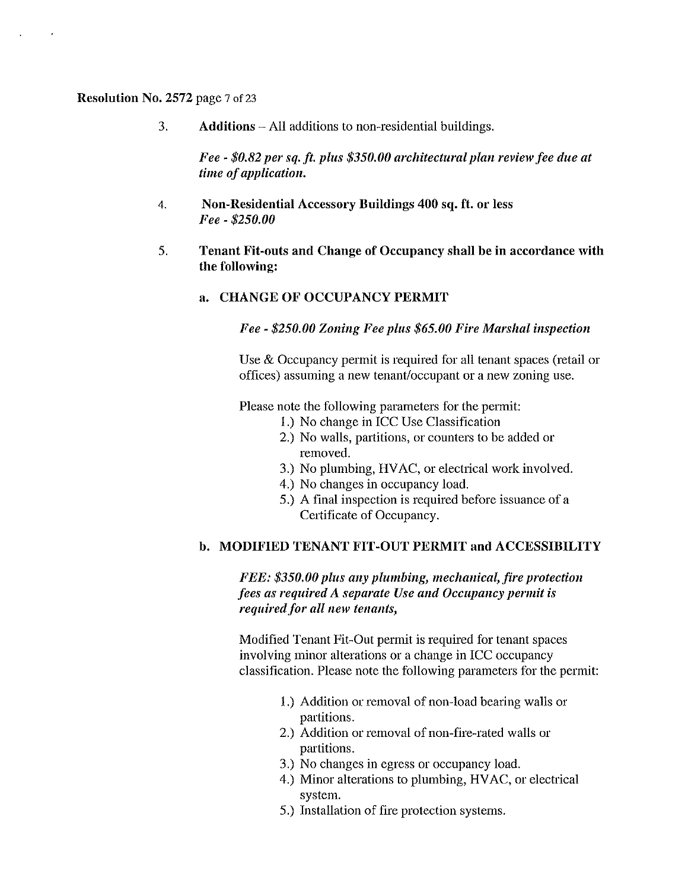3. **Additions** – All additions to non-residential buildings.

   ***Fee - $0.82 per sq. ft. plus $350.00 architectural plan review fee due at time of application.***

4. **Non-Residential Accessory Buildings 400 sq. ft. or less**
   ***Fee - $250.00***

5. **Tenant Fit-outs and Change of Occupancy shall be in accordance with the following:**

   **a. CHANGE OF OCCUPANCY PERMIT**

   ***Fee - $250.00 Zoning Fee plus $65.00 Fire Marshal inspection***

   Use & Occupancy permit is required for all tenant spaces (retail or offices) assuming a new tenant/occupant or a new zoning use.

   Please note the following parameters for the permit:

   1.) No change in ICC Use Classification
   2.) No walls, partitions, or counters to be added or removed.
   3.) No plumbing, HVAC, or electrical work involved.
   4.) No changes in occupancy load.
   5.) A final inspection is required before issuance of a Certificate of Occupancy.

   **b. MODIFIED TENANT FIT-OUT PERMIT and ACCESSIBILITY**

   ***FEE: $350.00 plus any plumbing, mechanical, fire protection fees as required A separate Use and Occupancy permit is required for all new tenants,***

   Modified Tenant Fit-Out permit is required for tenant spaces involving minor alterations or a change in ICC occupancy classification. Please note the following parameters for the permit:

   1.) Addition or removal of non-load bearing walls or partitions.
   2.) Addition or removal of non-fire-rated walls or partitions.
   3.) No changes in egress or occupancy load.
   4.) Minor alterations to plumbing, HVAC, or electrical system.
   5.) Installation of fire protection systems.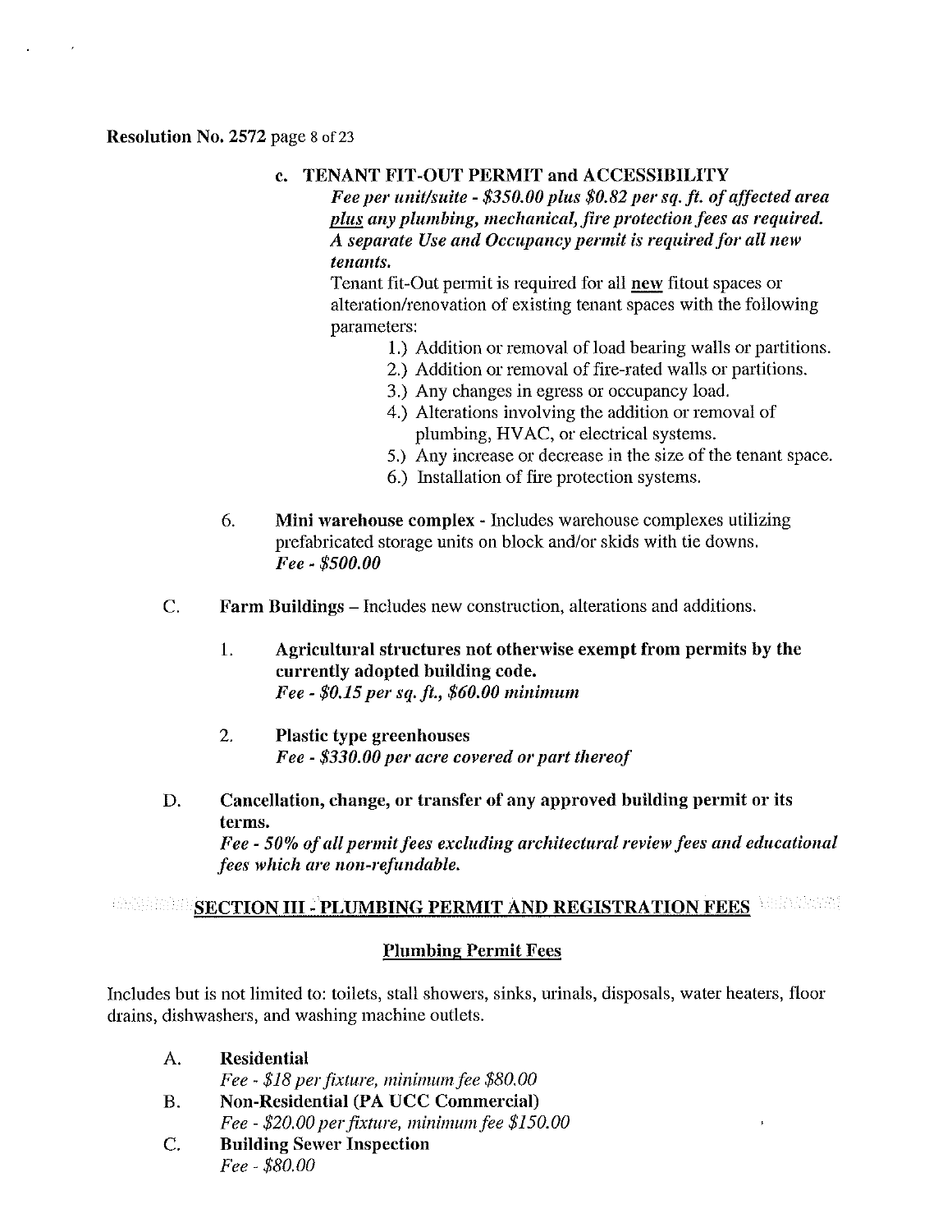**Resolution No. 2572** page 8 of 23

**c. TENANT FIT-OUT PERMIT and ACCESSIBILITY**

*Fee per unit/suite - $350.00 plus $0.82 per sq. ft. of affected area* ***plus*** *any plumbing, mechanical, fire protection fees as required. A separate Use and Occupancy permit is required for all new tenants.*

Tenant fit-Out permit is required for all **new** fitout spaces or alteration/renovation of existing tenant spaces with the following parameters:

1.) Addition or removal of load bearing walls or partitions.
2.) Addition or removal of fire-rated walls or partitions.
3.) Any changes in egress or occupancy load.
4.) Alterations involving the addition or removal of plumbing, HVAC, or electrical systems.
5.) Any increase or decrease in the size of the tenant space.
6.) Installation of fire protection systems.

6. **Mini warehouse complex** - Includes warehouse complexes utilizing prefabricated storage units on block and/or skids with tie downs.
*Fee - $500.00*

C. **Farm Buildings** – Includes new construction, alterations and additions.

1. **Agricultural structures not otherwise exempt from permits by the currently adopted building code.**
*Fee - $0.15 per sq. ft., $60.00 minimum*

2. **Plastic type greenhouses**
*Fee - $330.00 per acre covered or part thereof*

D. **Cancellation, change, or transfer of any approved building permit or its terms.**
*Fee - 50% of all permit fees excluding architectural review fees and educational fees which are non-refundable.*

## SECTION III - PLUMBING PERMIT AND REGISTRATION FEES

### Plumbing Permit Fees

Includes but is not limited to: toilets, stall showers, sinks, urinals, disposals, water heaters, floor drains, dishwashers, and washing machine outlets.

A. **Residential**
*Fee - $18 per fixture, minimum fee $80.00*

B. **Non-Residential (PA UCC Commercial)**
*Fee - $20.00 per fixture, minimum fee $150.00*

C. **Building Sewer Inspection**
*Fee - $80.00*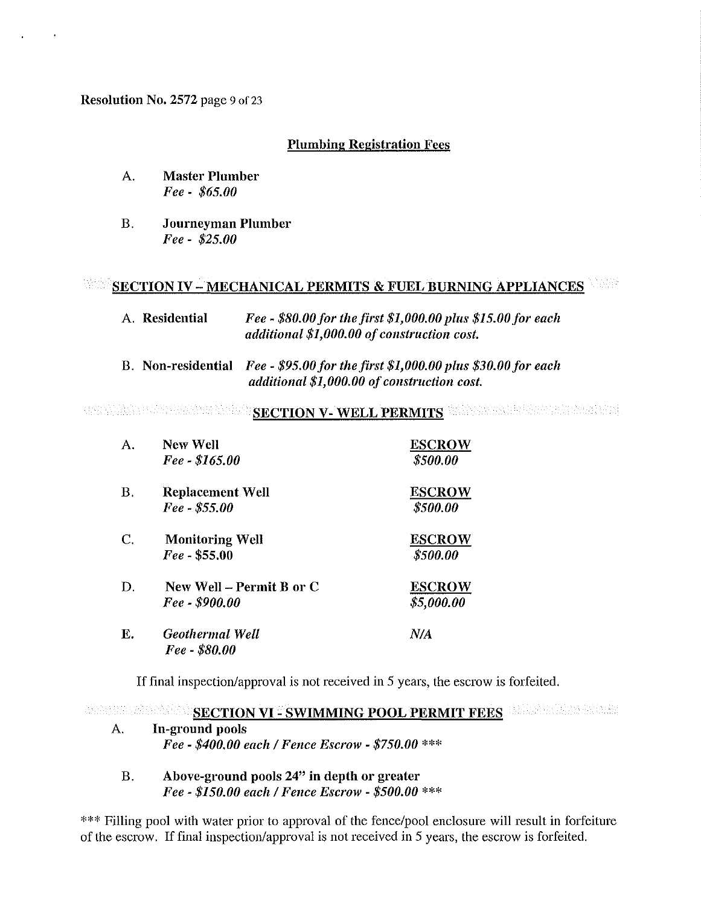**Plumbing Registration Fees**

A. **Master Plumber**
*Fee - $65.00*

B. **Journeyman Plumber**
*Fee - $25.00*

## SECTION IV – MECHANICAL PERMITS & FUEL BURNING APPLIANCES

A. **Residential** *Fee - $80.00 for the first $1,000.00 plus $15.00 for each additional $1,000.00 of construction cost.*

B. **Non-residential** *Fee - $95.00 for the first $1,000.00 plus $30.00 for each additional $1,000.00 of construction cost.*

## SECTION V- WELL PERMITS

| | | ESCROW |
|---|---|---|
| A. | **New Well** *Fee - $165.00* | *$500.00* |
| B. | **Replacement Well** *Fee - $55.00* | *$500.00* |
| C. | **Monitoring Well** *Fee* - $55.00 | *$500.00* |
| D. | **New Well – Permit B or C** *Fee - $900.00* | *$5,000.00* |
| **E.** | *Geothermal Well* *Fee - $80.00* | *N/A* |

If final inspection/approval is not received in 5 years, the escrow is forfeited.

## SECTION VI - SWIMMING POOL PERMIT FEES

A. **In-ground pools**
*Fee - $400.00 each / Fence Escrow - $750.00 ****

B. **Above-ground pools 24" in depth or greater**
*Fee - $150.00 each / Fence Escrow - $500.00 ****

*** Filling pool with water prior to approval of the fence/pool enclosure will result in forfeiture of the escrow. If final inspection/approval is not received in 5 years, the escrow is forfeited.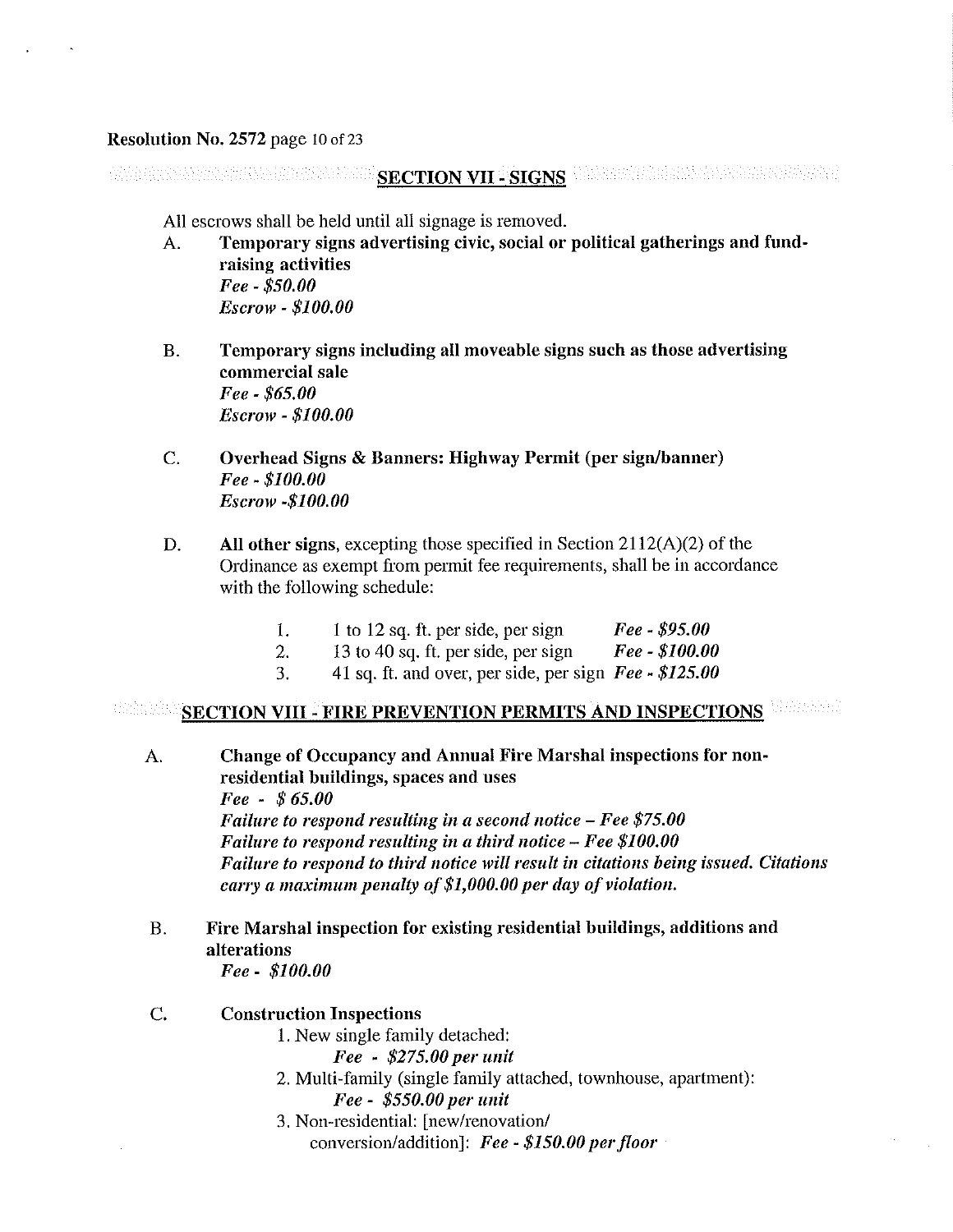## SECTION VII - SIGNS

All escrows shall be held until all signage is removed.

A. **Temporary signs advertising civic, social or political gatherings and fund-raising activities**
   ***Fee - $50.00***
   ***Escrow - $100.00***

B. **Temporary signs including all moveable signs such as those advertising commercial sale**
   ***Fee - $65.00***
   ***Escrow - $100.00***

C. **Overhead Signs & Banners: Highway Permit (per sign/banner)**
   ***Fee - $100.00***
   ***Escrow -$100.00***

D. **All other signs**, excepting those specified in Section 2112(A)(2) of the Ordinance as exempt from permit fee requirements, shall be in accordance with the following schedule:

   1. 1 to 12 sq. ft. per side, per sign ***Fee - $95.00***
   2. 13 to 40 sq. ft. per side, per sign ***Fee - $100.00***
   3. 41 sq. ft. and over, per side, per sign ***Fee - $125.00***

## SECTION VIII - FIRE PREVENTION PERMITS AND INSPECTIONS

A. **Change of Occupancy and Annual Fire Marshal inspections for non-residential buildings, spaces and uses**
   ***Fee - $ 65.00***
   ***Failure to respond resulting in a second notice – Fee $75.00***
   ***Failure to respond resulting in a third notice – Fee $100.00***
   ***Failure to respond to third notice will result in citations being issued. Citations carry a maximum penalty of $1,000.00 per day of violation.***

B. **Fire Marshal inspection for existing residential buildings, additions and alterations**
   ***Fee - $100.00***

C. **Construction Inspections**
   1. New single family detached:
      ***Fee - $275.00 per unit***
   2. Multi-family (single family attached, townhouse, apartment):
      ***Fee - $550.00 per unit***
   3. Non-residential: [new/renovation/conversion/addition]: ***Fee - $150.00 per floor***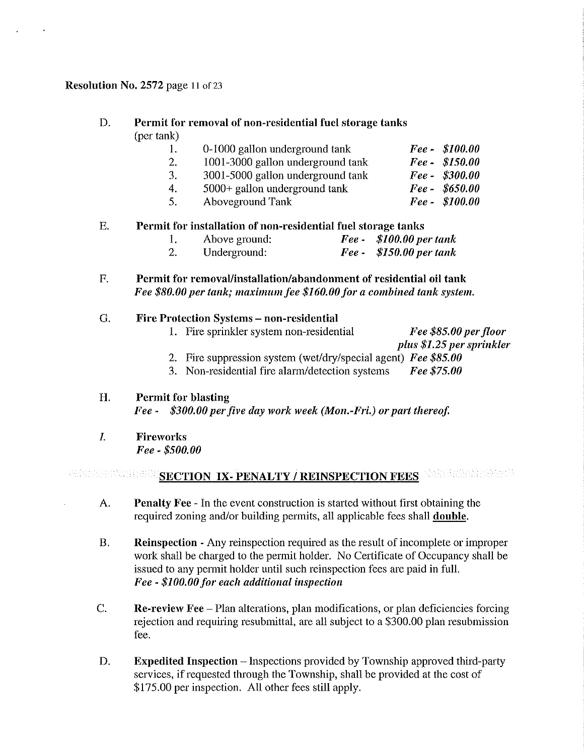D. **Permit for removal of non-residential fuel storage tanks**
(per tank)

1. 0-1000 gallon underground tank *Fee - $100.00*
2. 1001-3000 gallon underground tank *Fee - $150.00*
3. 3001-5000 gallon underground tank *Fee - $300.00*
4. 5000+ gallon underground tank *Fee - $650.00*
5. Aboveground Tank *Fee - $100.00*

E. **Permit for installation of non-residential fuel storage tanks**

1. Above ground: *Fee - $100.00 per tank*
2. Underground: *Fee - $150.00 per tank*

F. **Permit for removal/installation/abandonment of residential oil tank**
***Fee $80.00 per tank; maximum fee $160.00 for a combined tank system.***

G. **Fire Protection Systems – non-residential**

1. Fire sprinkler system non-residential *Fee $85.00 per floor plus $1.25 per sprinkler*
2. Fire suppression system (wet/dry/special agent) *Fee $85.00*
3. Non-residential fire alarm/detection systems *Fee $75.00*

H. **Permit for blasting**
*Fee - $300.00 per five day work week (Mon.-Fri.) or part thereof.*

*I.* **Fireworks**
*Fee - $500.00*

## SECTION IX- PENALTY / REINSPECTION FEES

A. **Penalty Fee** - In the event construction is started without first obtaining the required zoning and/or building permits, all applicable fees shall **double**.

B. **Reinspection** - Any reinspection required as the result of incomplete or improper work shall be charged to the permit holder. No Certificate of Occupancy shall be issued to any permit holder until such reinspection fees are paid in full.
*Fee - $100.00 for each additional inspection*

C. **Re-review Fee** – Plan alterations, plan modifications, or plan deficiencies forcing rejection and requiring resubmittal, are all subject to a $300.00 plan resubmission fee.

D. **Expedited Inspection** – Inspections provided by Township approved third-party services, if requested through the Township, shall be provided at the cost of $175.00 per inspection. All other fees still apply.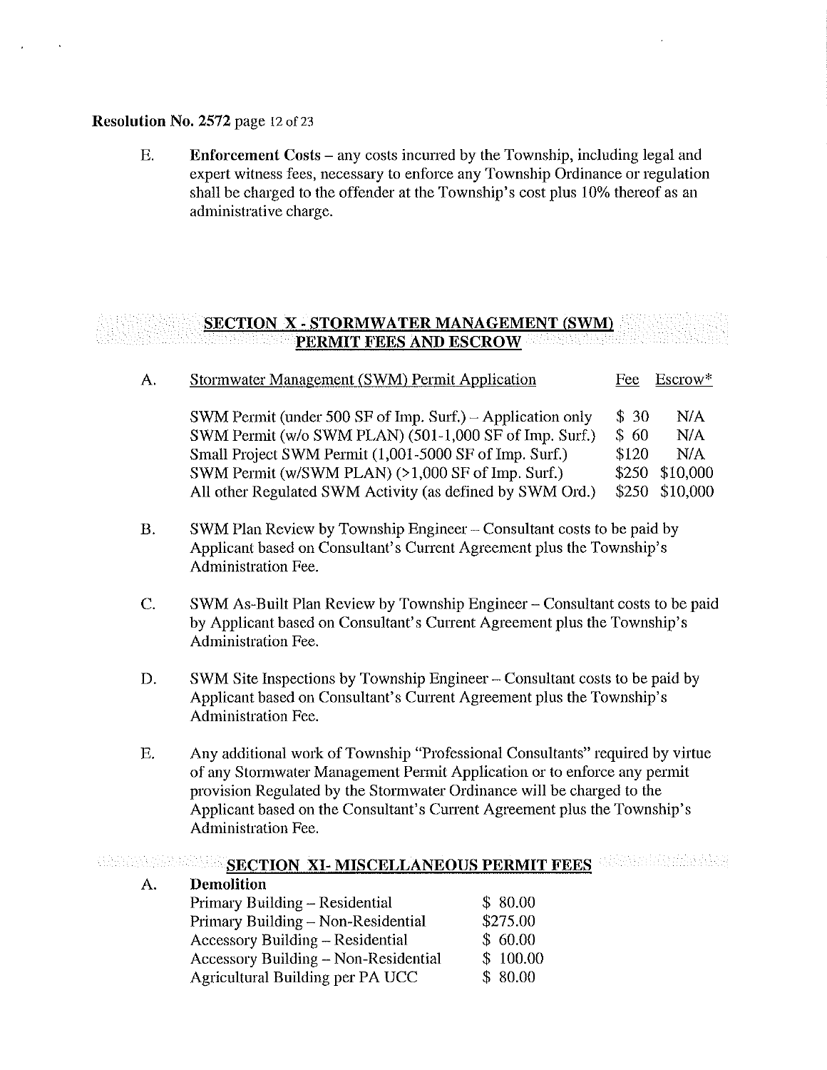E. **Enforcement Costs** – any costs incurred by the Township, including legal and expert witness fees, necessary to enforce any Township Ordinance or regulation shall be charged to the offender at the Township's cost plus 10% thereof as an administrative charge.

## SECTION X - STORMWATER MANAGEMENT (SWM) PERMIT FEES AND ESCROW

A. Stormwater Management (SWM) Permit Application

| | Fee | Escrow* |
|---|---|---|
| SWM Permit (under 500 SF of Imp. Surf.) – Application only | $ 30 | N/A |
| SWM Permit (w/o SWM PLAN) (501-1,000 SF of Imp. Surf.) | $ 60 | N/A |
| Small Project SWM Permit (1,001-5000 SF of Imp. Surf.) | $120 | N/A |
| SWM Permit (w/SWM PLAN) (>1,000 SF of Imp. Surf.) | $250 | $10,000 |
| All other Regulated SWM Activity (as defined by SWM Ord.) | $250 | $10,000 |

B. SWM Plan Review by Township Engineer – Consultant costs to be paid by Applicant based on Consultant's Current Agreement plus the Township's Administration Fee.

C. SWM As-Built Plan Review by Township Engineer – Consultant costs to be paid by Applicant based on Consultant's Current Agreement plus the Township's Administration Fee.

D. SWM Site Inspections by Township Engineer – Consultant costs to be paid by Applicant based on Consultant's Current Agreement plus the Township's Administration Fee.

E. Any additional work of Township "Professional Consultants" required by virtue of any Stormwater Management Permit Application or to enforce any permit provision Regulated by the Stormwater Ordinance will be charged to the Applicant based on the Consultant's Current Agreement plus the Township's Administration Fee.

## SECTION XI- MISCELLANEOUS PERMIT FEES

A. **Demolition**

| | |
|---|---|
| Primary Building – Residential | $ 80.00 |
| Primary Building – Non-Residential | $275.00 |
| Accessory Building – Residential | $ 60.00 |
| Accessory Building – Non-Residential | $ 100.00 |
| Agricultural Building per PA UCC | $ 80.00 |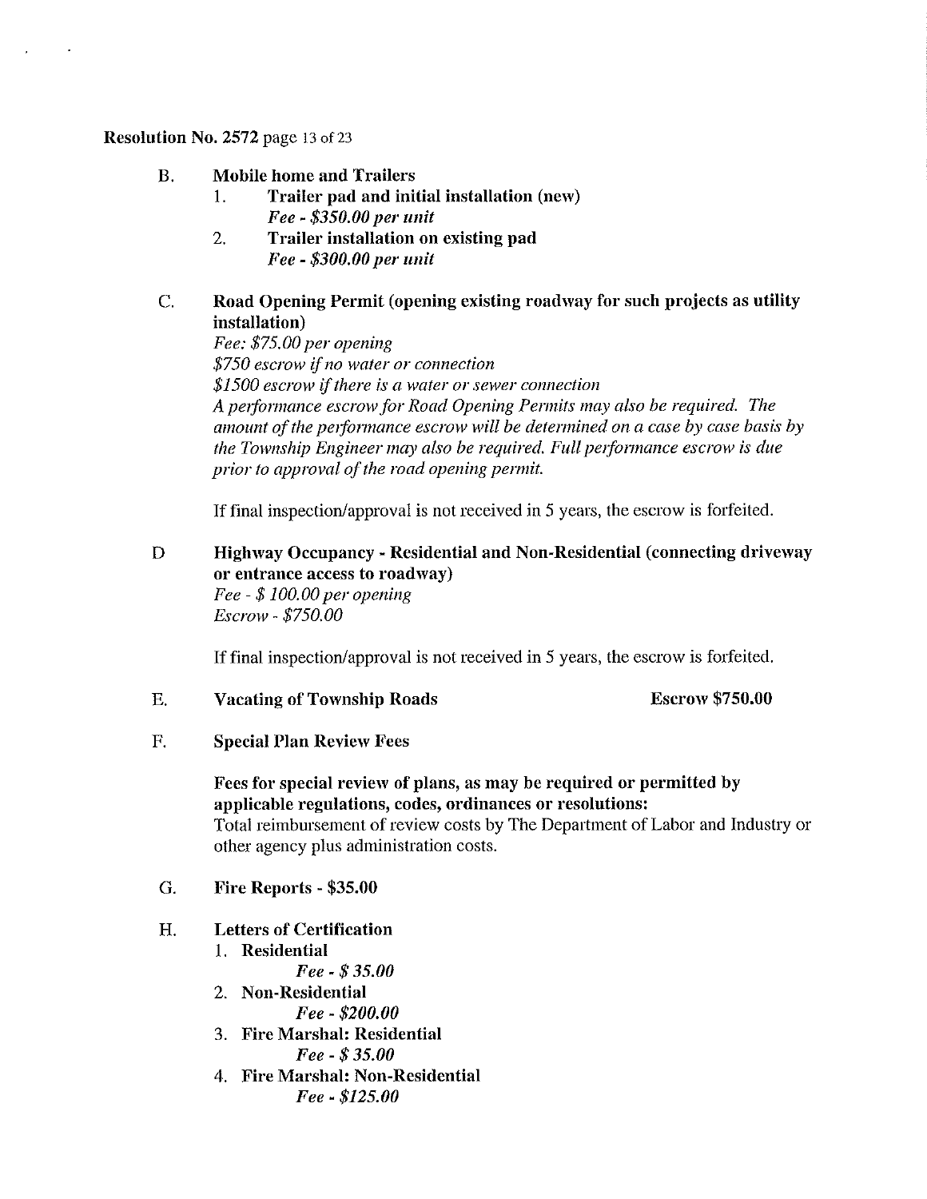**B. Mobile home and Trailers**

1. **Trailer pad and initial installation (new)**
   ***Fee - $350.00 per unit***
2. **Trailer installation on existing pad**
   ***Fee - $300.00 per unit***

**C. Road Opening Permit (opening existing roadway for such projects as utility installation)**

*Fee: $75.00 per opening*
*$750 escrow if no water or connection*
*$1500 escrow if there is a water or sewer connection*
*A performance escrow for Road Opening Permits may also be required. The amount of the performance escrow will be determined on a case by case basis by the Township Engineer may also be required. Full performance escrow is due prior to approval of the road opening permit.*

If final inspection/approval is not received in 5 years, the escrow is forfeited.

**D Highway Occupancy - Residential and Non-Residential (connecting driveway or entrance access to roadway)**

*Fee - $ 100.00 per opening*
*Escrow - $750.00*

If final inspection/approval is not received in 5 years, the escrow is forfeited.

**E. Vacating of Township Roads** **Escrow $750.00**

**F. Special Plan Review Fees**

**Fees for special review of plans, as may be required or permitted by applicable regulations, codes, ordinances or resolutions:**
Total reimbursement of review costs by The Department of Labor and Industry or other agency plus administration costs.

**G. Fire Reports - $35.00**

**H. Letters of Certification**

1. **Residential**
   ***Fee - $ 35.00***
2. **Non-Residential**
   ***Fee - $200.00***
3. **Fire Marshal: Residential**
   ***Fee - $ 35.00***
4. **Fire Marshal: Non-Residential**
   ***Fee - $125.00***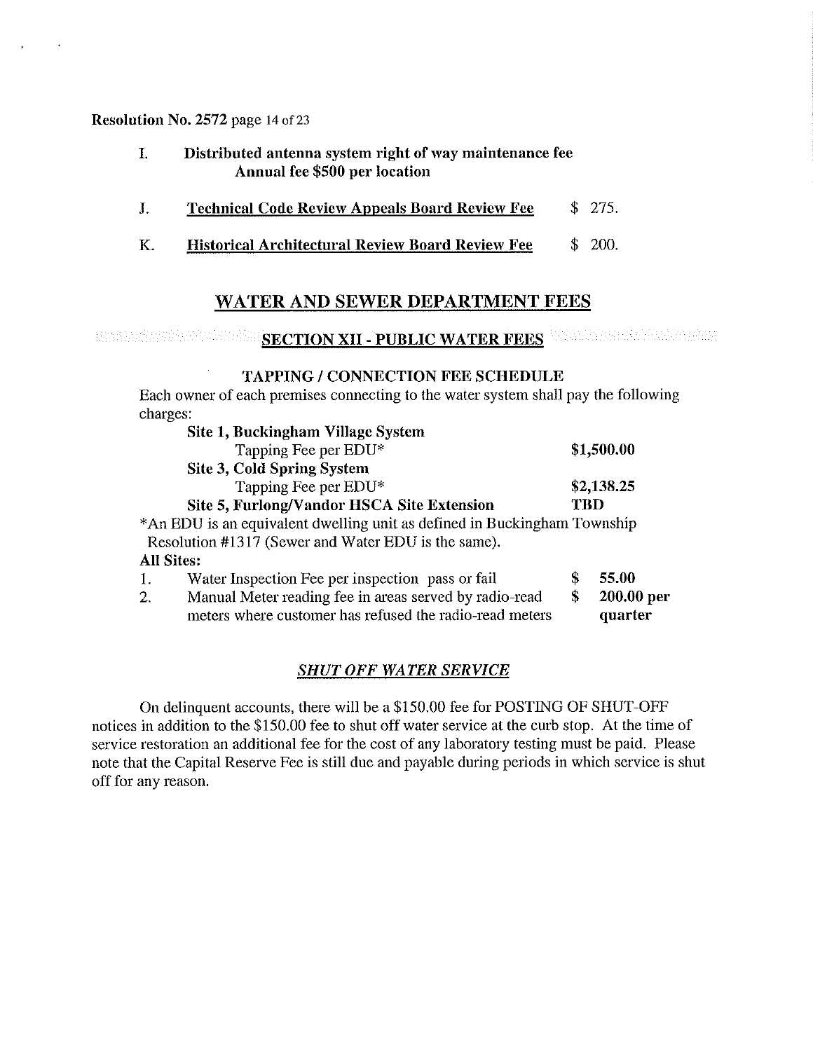Resolution No. 2572 page 14 of 23

I. **Distributed antenna system right of way maintenance fee**
   **Annual fee $500 per location**

J. **Technical Code Review Appeals Board Review Fee** $ 275.

K. **Historical Architectural Review Board Review Fee** $ 200.

## WATER AND SEWER DEPARTMENT FEES

### SECTION XII - PUBLIC WATER FEES

**TAPPING / CONNECTION FEE SCHEDULE**

Each owner of each premises connecting to the water system shall pay the following charges:

| | |
|---|---|
| **Site 1, Buckingham Village System** | |
| Tapping Fee per EDU* | **$1,500.00** |
| **Site 3, Cold Spring System** | |
| Tapping Fee per EDU* | **$2,138.25** |
| **Site 5, Furlong/Vandor HSCA Site Extension** | **TBD** |

*An EDU is an equivalent dwelling unit as defined in Buckingham Township Resolution #1317 (Sewer and Water EDU is the same).

**All Sites:**

| | | |
|---|---|---|
| 1. | Water Inspection Fee per inspection pass or fail | **$ 55.00** |
| 2. | Manual Meter reading fee in areas served by radio-read meters where customer has refused the radio-read meters | **$ 200.00 per quarter** |

***SHUT OFF WATER SERVICE***

On delinquent accounts, there will be a $150.00 fee for POSTING OF SHUT-OFF notices in addition to the $150.00 fee to shut off water service at the curb stop. At the time of service restoration an additional fee for the cost of any laboratory testing must be paid. Please note that the Capital Reserve Fee is still due and payable during periods in which service is shut off for any reason.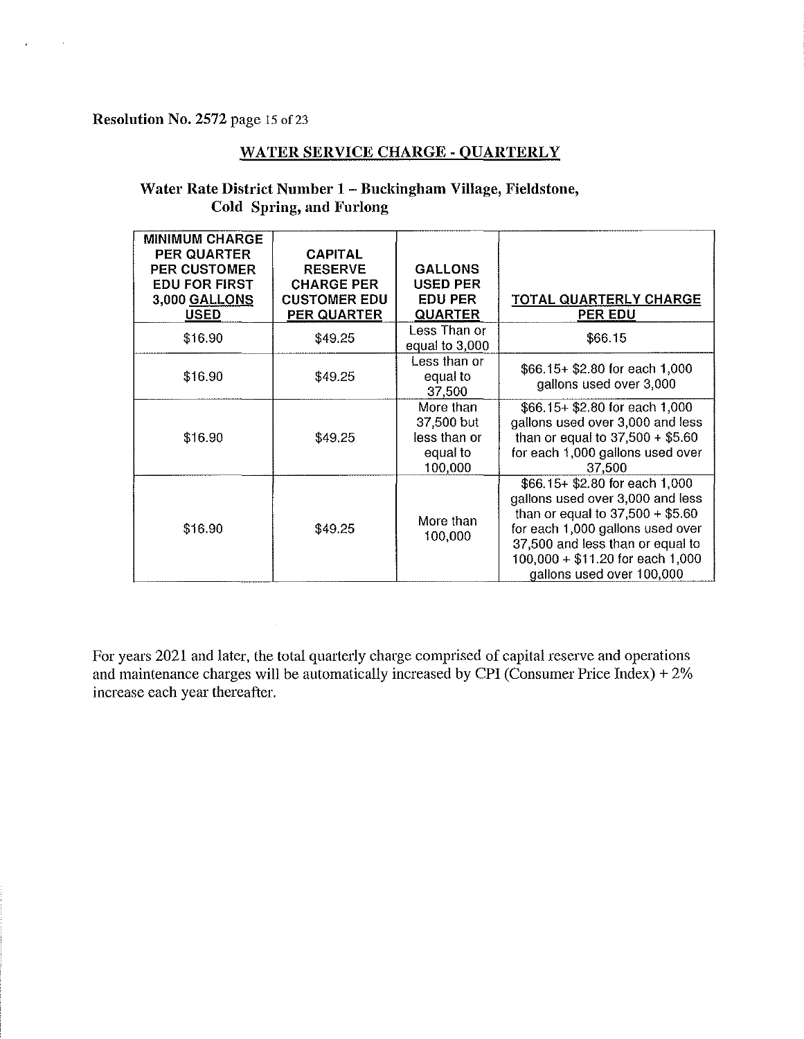Resolution No. 2572 page 15 of 23

## WATER SERVICE CHARGE - QUARTERLY

### Water Rate District Number 1 – Buckingham Village, Fieldstone, Cold Spring, and Furlong

| MINIMUM CHARGE PER QUARTER PER CUSTOMER EDU FOR FIRST 3,000 GALLONS USED | CAPITAL RESERVE CHARGE PER CUSTOMER EDU PER QUARTER | GALLONS USED PER EDU PER QUARTER | TOTAL QUARTERLY CHARGE PER EDU |
|---|---|---|---|
| \$16.90 | \$49.25 | Less Than or equal to 3,000 | \$66.15 |
| \$16.90 | \$49.25 | Less than or equal to 37,500 | \$66.15+ \$2.80 for each 1,000 gallons used over 3,000 |
| \$16.90 | \$49.25 | More than 37,500 but less than or equal to 100,000 | \$66.15+ \$2.80 for each 1,000 gallons used over 3,000 and less than or equal to 37,500 + \$5.60 for each 1,000 gallons used over 37,500 |
| \$16.90 | \$49.25 | More than 100,000 | \$66.15+ \$2.80 for each 1,000 gallons used over 3,000 and less than or equal to 37,500 + \$5.60 for each 1,000 gallons used over 37,500 and less than or equal to 100,000 + \$11.20 for each 1,000 gallons used over 100,000 |

For years 2021 and later, the total quarterly charge comprised of capital reserve and operations and maintenance charges will be automatically increased by CPI (Consumer Price Index) + 2% increase each year thereafter.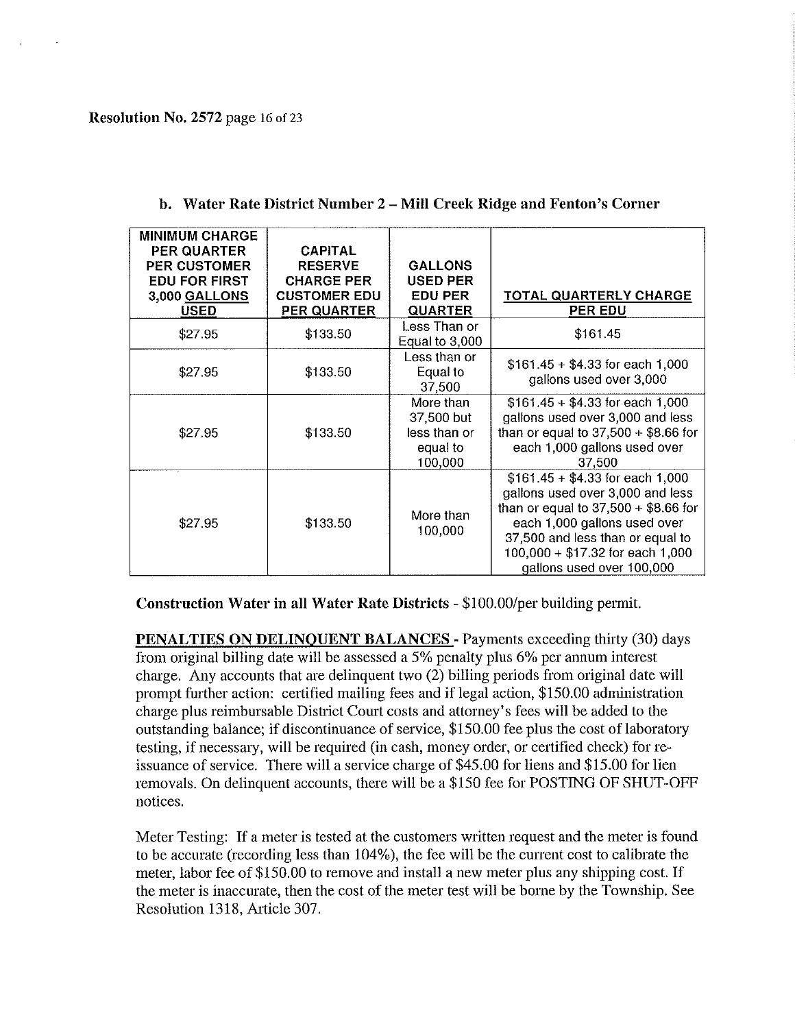b. **Water Rate District Number 2 – Mill Creek Ridge and Fenton's Corner**

| MINIMUM CHARGE PER QUARTER PER CUSTOMER EDU FOR FIRST 3,000 GALLONS USED | CAPITAL RESERVE CHARGE PER CUSTOMER EDU PER QUARTER | GALLONS USED PER EDU PER QUARTER | TOTAL QUARTERLY CHARGE PER EDU |
|---|---|---|---|
| $27.95 | $133.50 | Less Than or Equal to 3,000 | $161.45 |
| $27.95 | $133.50 | Less than or Equal to 37,500 | $161.45 + $4.33 for each 1,000 gallons used over 3,000 |
| $27.95 | $133.50 | More than 37,500 but less than or equal to 100,000 | $161.45 + $4.33 for each 1,000 gallons used over 3,000 and less than or equal to 37,500 + $8.66 for each 1,000 gallons used over 37,500 |
| $27.95 | $133.50 | More than 100,000 | $161.45 + $4.33 for each 1,000 gallons used over 3,000 and less than or equal to 37,500 + $8.66 for each 1,000 gallons used over 37,500 and less than or equal to 100,000 + $17.32 for each 1,000 gallons used over 100,000 |

**Construction Water in all Water Rate Districts** - $100.00/per building permit.

**PENALTIES ON DELINQUENT BALANCES** - Payments exceeding thirty (30) days from original billing date will be assessed a 5% penalty plus 6% per annum interest charge. Any accounts that are delinquent two (2) billing periods from original date will prompt further action: certified mailing fees and if legal action, $150.00 administration charge plus reimbursable District Court costs and attorney's fees will be added to the outstanding balance; if discontinuance of service, $150.00 fee plus the cost of laboratory testing, if necessary, will be required (in cash, money order, or certified check) for re-issuance of service. There will a service charge of $45.00 for liens and $15.00 for lien removals. On delinquent accounts, there will be a $150 fee for POSTING OF SHUT-OFF notices.

Meter Testing: If a meter is tested at the customers written request and the meter is found to be accurate (recording less than 104%), the fee will be the current cost to calibrate the meter, labor fee of $150.00 to remove and install a new meter plus any shipping cost. If the meter is inaccurate, then the cost of the meter test will be borne by the Township. See Resolution 1318, Article 307.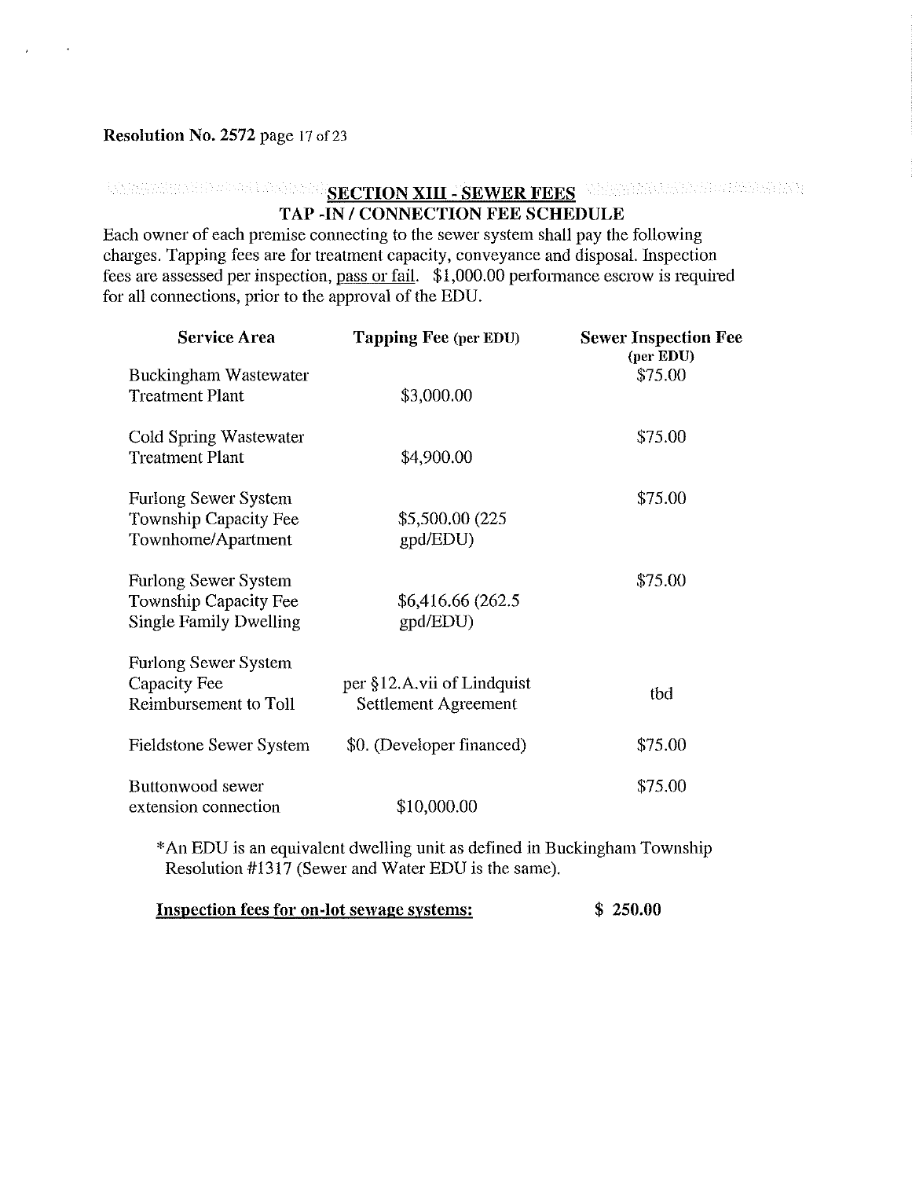**Resolution No. 2572** page 17 of 23

## SECTION XIII - SEWER FEES

### TAP -IN / CONNECTION FEE SCHEDULE

Each owner of each premise connecting to the sewer system shall pay the following charges. Tapping fees are for treatment capacity, conveyance and disposal. Inspection fees are assessed per inspection, pass or fail. $1,000.00 performance escrow is required for all connections, prior to the approval of the EDU.

| Service Area | Tapping Fee (per EDU) | Sewer Inspection Fee (per EDU) |
|---|---|---|
| Buckingham Wastewater Treatment Plant | $3,000.00 | $75.00 |
| Cold Spring Wastewater Treatment Plant | $4,900.00 | $75.00 |
| Furlong Sewer System Township Capacity Fee Townhome/Apartment | $5,500.00 (225 gpd/EDU) | $75.00 |
| Furlong Sewer System Township Capacity Fee Single Family Dwelling | $6,416.66 (262.5 gpd/EDU) | $75.00 |
| Furlong Sewer System Capacity Fee Reimbursement to Toll | per §12.A.vii of Lindquist Settlement Agreement | tbd |
| Fieldstone Sewer System | $0. (Developer financed) | $75.00 |
| Buttonwood sewer extension connection | $10,000.00 | $75.00 |

*An EDU is an equivalent dwelling unit as defined in Buckingham Township Resolution #1317 (Sewer and Water EDU is the same).

**Inspection fees for on-lot sewage systems: $ 250.00**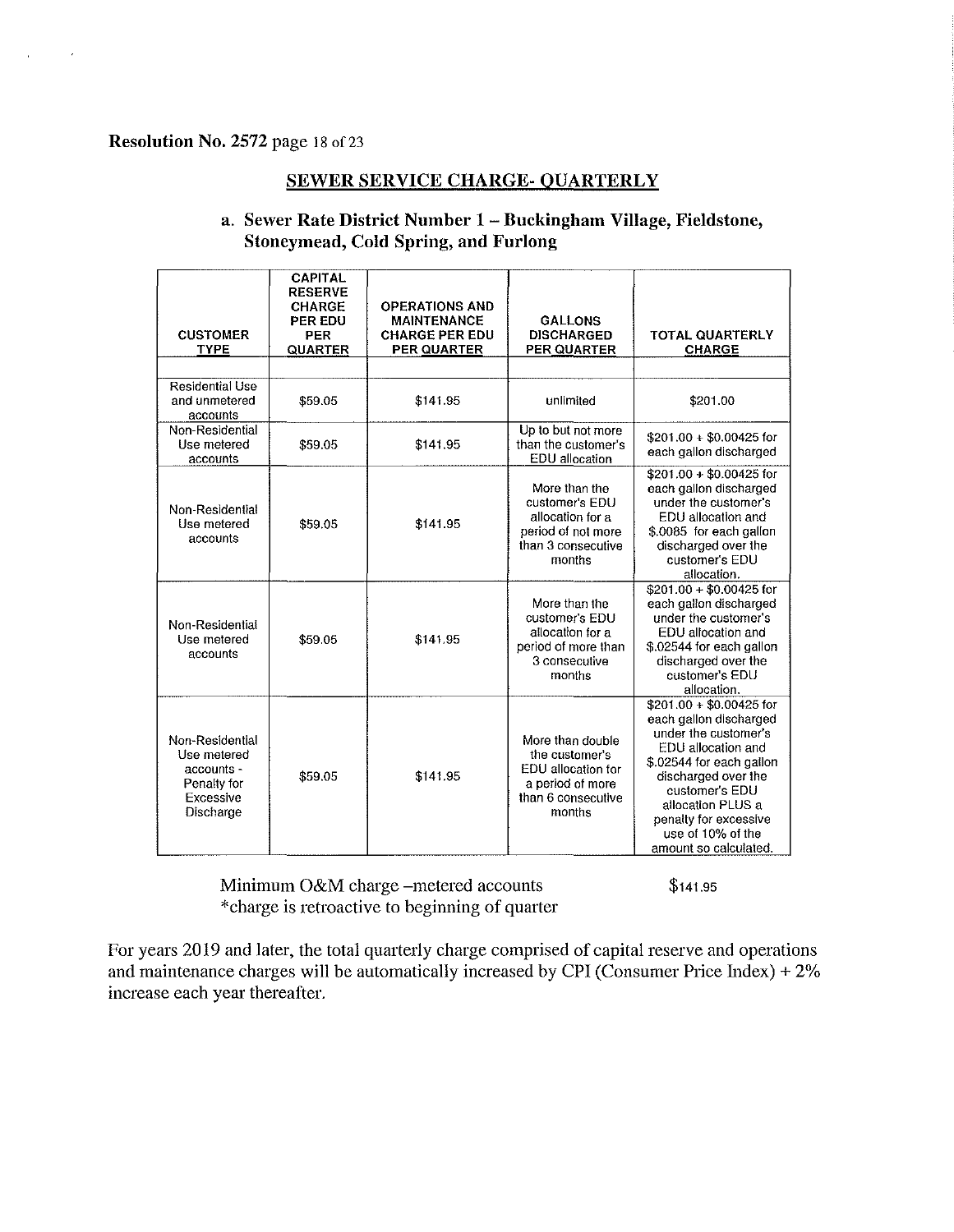**Resolution No. 2572** page 18 of 23

## SEWER SERVICE CHARGE- QUARTERLY

### a. Sewer Rate District Number 1 – Buckingham Village, Fieldstone, Stoneymead, Cold Spring, and Furlong

| CUSTOMER TYPE | CAPITAL RESERVE CHARGE PER EDU PER QUARTER | OPERATIONS AND MAINTENANCE CHARGE PER EDU PER QUARTER | GALLONS DISCHARGED PER QUARTER | TOTAL QUARTERLY CHARGE |
|---|---|---|---|---|
| | | | | |
| Residential Use and unmetered accounts | $59.05 | $141.95 | unlimited | $201.00 |
| Non-Residential Use metered accounts | $59.05 | $141.95 | Up to but not more than the customer's EDU allocation | $201.00 + $0.00425 for each gallon discharged |
| Non-Residential Use metered accounts | $59.05 | $141.95 | More than the customer's EDU allocation for a period of not more than 3 consecutive months | $201.00 + $0.00425 for each gallon discharged under the customer's EDU allocation and $.0085 for each gallon discharged over the customer's EDU allocation. |
| Non-Residential Use metered accounts | $59.05 | $141.95 | More than the customer's EDU allocation for a period of more than 3 consecutive months | $201.00 + $0.00425 for each gallon discharged under the customer's EDU allocation and $.02544 for each gallon discharged over the customer's EDU allocation. |
| Non-Residential Use metered accounts - Penalty for Excessive Discharge | $59.05 | $141.95 | More than double the customer's EDU allocation for a period of more than 6 consecutive months | $201.00 + $0.00425 for each gallon discharged under the customer's EDU allocation and $.02544 for each gallon discharged over the customer's EDU allocation PLUS a penalty for excessive use of 10% of the amount so calculated. |

Minimum O&M charge –metered accounts $141.95
*charge is retroactive to beginning of quarter

For years 2019 and later, the total quarterly charge comprised of capital reserve and operations and maintenance charges will be automatically increased by CPI (Consumer Price Index) + 2% increase each year thereafter.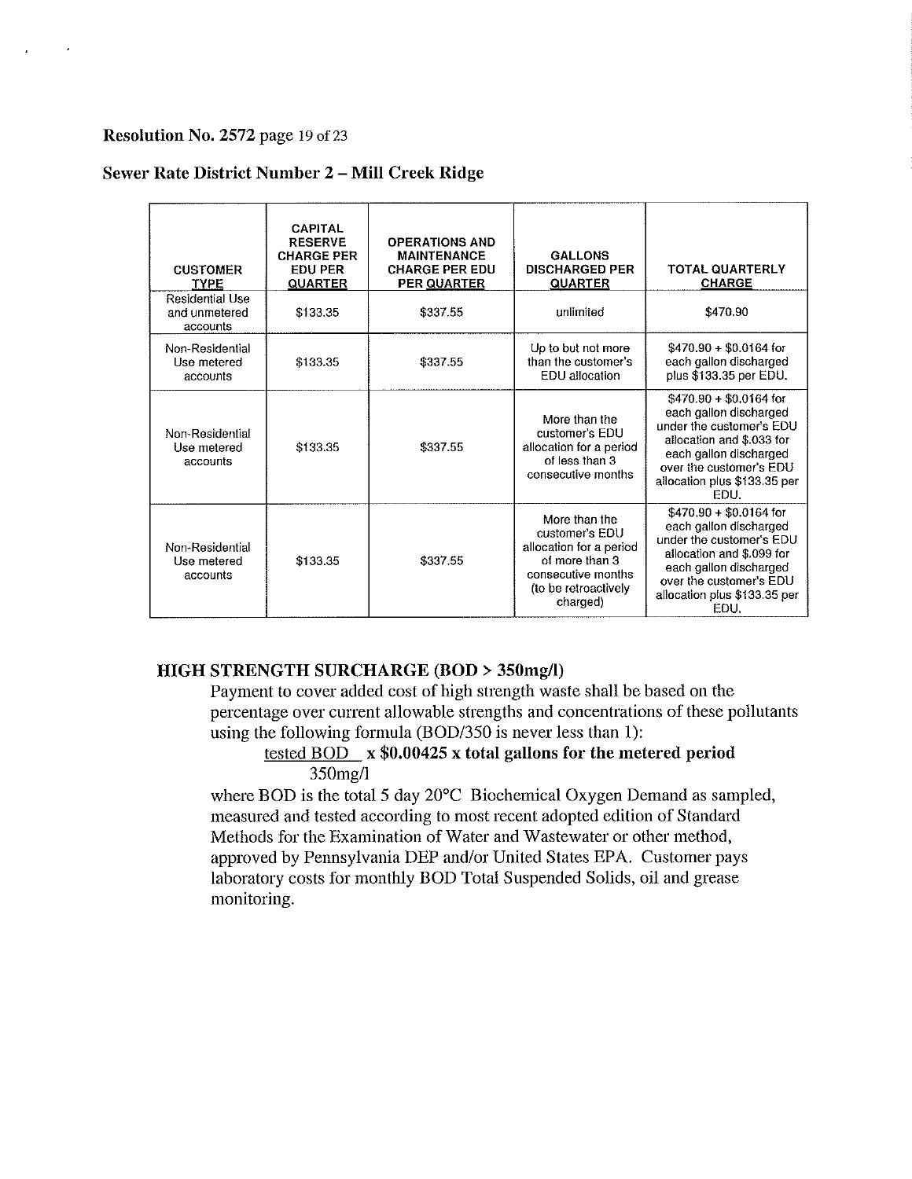**Resolution No. 2572** page 19 of 23

## Sewer Rate District Number 2 – Mill Creek Ridge

| CUSTOMER TYPE | CAPITAL RESERVE CHARGE PER EDU PER QUARTER | OPERATIONS AND MAINTENANCE CHARGE PER EDU PER QUARTER | GALLONS DISCHARGED PER QUARTER | TOTAL QUARTERLY CHARGE |
|---|---|---|---|---|
| Residential Use and unmetered accounts | $133.35 | $337.55 | unlimited | $470.90 |
| Non-Residential Use metered accounts | $133.35 | $337.55 | Up to but not more than the customer's EDU allocation | $470.90 + $0.0164 for each gallon discharged plus $133.35 per EDU. |
| Non-Residential Use metered accounts | $133.35 | $337.55 | More than the customer's EDU allocation for a period of less than 3 consecutive months | $470.90 + $0.0164 for each gallon discharged under the customer's EDU allocation and $.033 for each gallon discharged over the customer's EDU allocation plus $133.35 per EDU. |
| Non-Residential Use metered accounts | $133.35 | $337.55 | More than the customer's EDU allocation for a period of more than 3 consecutive months (to be retroactively charged) | $470.90 + $0.0164 for each gallon discharged under the customer's EDU allocation and $.099 for each gallon discharged over the customer's EDU allocation plus $133.35 per EDU. |

### HIGH STRENGTH SURCHARGE (BOD > 350mg/l)

Payment to cover added cost of high strength waste shall be based on the percentage over current allowable strengths and concentrations of these pollutants using the following formula (BOD/350 is never less than 1):

$$\frac{\text{tested BOD}}{350\text{mg/l}} \times \$0.00425 \times \text{total gallons for the metered period}$$

where BOD is the total 5 day 20°C Biochemical Oxygen Demand as sampled, measured and tested according to most recent adopted edition of Standard Methods for the Examination of Water and Wastewater or other method, approved by Pennsylvania DEP and/or United States EPA. Customer pays laboratory costs for monthly BOD Total Suspended Solids, oil and grease monitoring.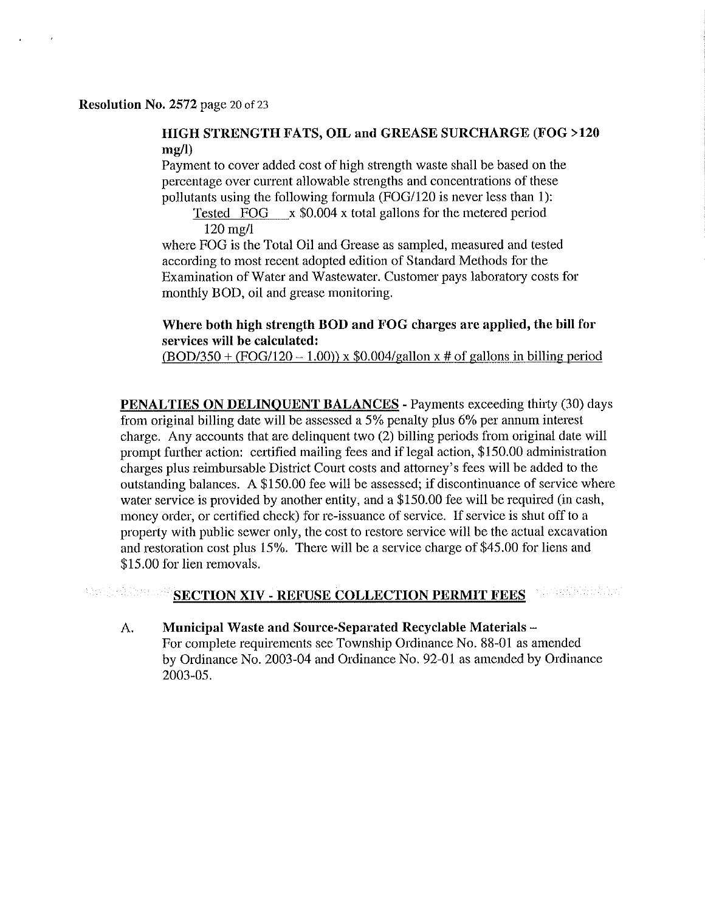**Resolution No. 2572** page 20 of 23

**HIGH STRENGTH FATS, OIL and GREASE SURCHARGE (FOG >120 mg/l)**

Payment to cover added cost of high strength waste shall be based on the percentage over current allowable strengths and concentrations of these pollutants using the following formula (FOG/120 is never less than 1):

$$\frac{\text{Tested FOG}}{120 \text{ mg/l}} \times \$0.004 \times \text{total gallons for the metered period}$$

where FOG is the Total Oil and Grease as sampled, measured and tested according to most recent adopted edition of Standard Methods for the Examination of Water and Wastewater. Customer pays laboratory costs for monthly BOD, oil and grease monitoring.

**Where both high strength BOD and FOG charges are applied, the bill for services will be calculated:**

$$(BOD/350 + (FOG/120 - 1.00)) \times \$0.004/\text{gallon} \times \#\text{ of gallons in billing period}$$

**PENALTIES ON DELINQUENT BALANCES** - Payments exceeding thirty (30) days from original billing date will be assessed a 5% penalty plus 6% per annum interest charge. Any accounts that are delinquent two (2) billing periods from original date will prompt further action: certified mailing fees and if legal action, $150.00 administration charges plus reimbursable District Court costs and attorney's fees will be added to the outstanding balances. A $150.00 fee will be assessed; if discontinuance of service where water service is provided by another entity, and a $150.00 fee will be required (in cash, money order, or certified check) for re-issuance of service. If service is shut off to a property with public sewer only, the cost to restore service will be the actual excavation and restoration cost plus 15%. There will be a service charge of $45.00 for liens and $15.00 for lien removals.

## SECTION XIV - REFUSE COLLECTION PERMIT FEES

A. **Municipal Waste and Source-Separated Recyclable Materials –**
For complete requirements see Township Ordinance No. 88-01 as amended by Ordinance No. 2003-04 and Ordinance No. 92-01 as amended by Ordinance 2003-05.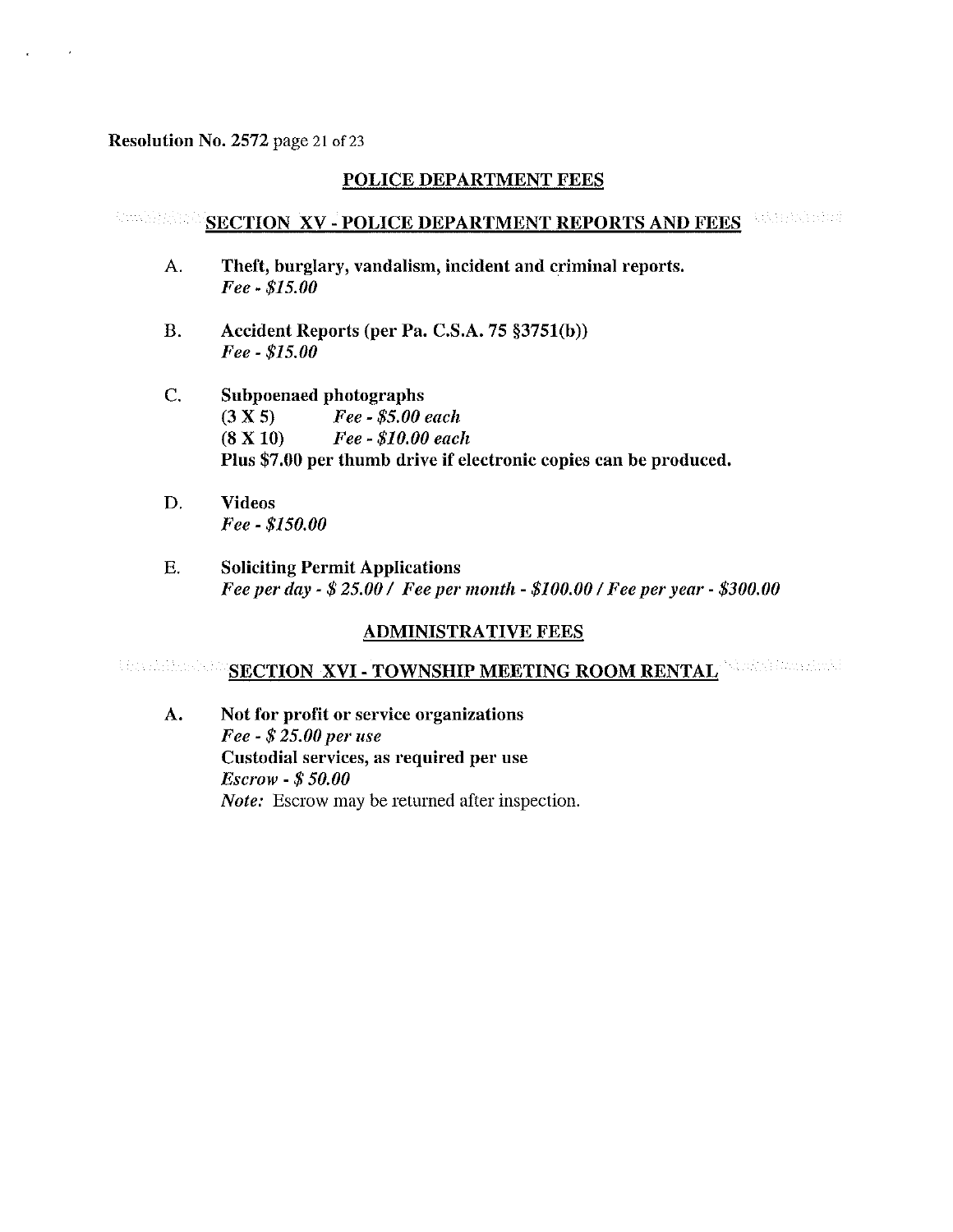**Resolution No. 2572** page 21 of 23

## POLICE DEPARTMENT FEES

### SECTION XV - POLICE DEPARTMENT REPORTS AND FEES

A. **Theft, burglary, vandalism, incident and criminal reports.**
*Fee - $15.00*

B. **Accident Reports (per Pa. C.S.A. 75 §3751(b))**
*Fee - $15.00*

C. **Subpoenaed photographs**
**(3 X 5)** *Fee - $5.00 each*
**(8 X 10)** *Fee - $10.00 each*
**Plus $7.00 per thumb drive if electronic copies can be produced.**

D. **Videos**
*Fee - $150.00*

E. **Soliciting Permit Applications**
*Fee per day - $ 25.00 / Fee per month - $100.00 / Fee per year - $300.00*

## ADMINISTRATIVE FEES

### SECTION XVI - TOWNSHIP MEETING ROOM RENTAL

A. **Not for profit or service organizations**
*Fee - $ 25.00 per use*
**Custodial services, as required per use**
*Escrow - $ 50.00*
*Note:* Escrow may be returned after inspection.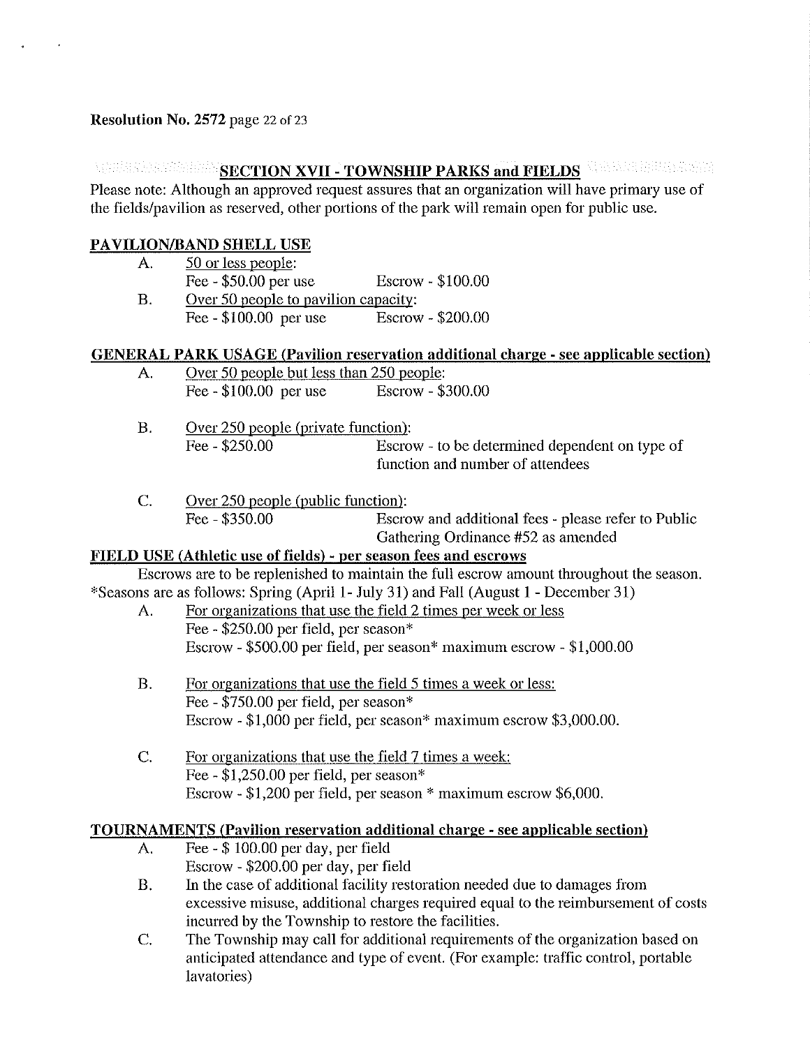**Resolution No. 2572** page 22 of 23

## SECTION XVII - TOWNSHIP PARKS and FIELDS

Please note: Although an approved request assures that an organization will have primary use of the fields/pavilion as reserved, other portions of the park will remain open for public use.

### PAVILION/BAND SHELL USE

A. 50 or less people:
Fee - $50.00 per use Escrow - $100.00

B. Over 50 people to pavilion capacity:
Fee - $100.00 per use Escrow - $200.00

### GENERAL PARK USAGE (Pavilion reservation additional charge - see applicable section)

A. Over 50 people but less than 250 people:
Fee - $100.00 per use Escrow - $300.00

B. Over 250 people (private function):
Fee - $250.00 Escrow - to be determined dependent on type of function and number of attendees

C. Over 250 people (public function):
Fee - $350.00 Escrow and additional fees - please refer to Public Gathering Ordinance #52 as amended

### FIELD USE (Athletic use of fields) - per season fees and escrows

Escrows are to be replenished to maintain the full escrow amount throughout the season.
*Seasons are as follows: Spring (April 1- July 31) and Fall (August 1 - December 31)

A. For organizations that use the field 2 times per week or less
Fee - $250.00 per field, per season*
Escrow - $500.00 per field, per season* maximum escrow - $1,000.00

B. For organizations that use the field 5 times a week or less:
Fee - $750.00 per field, per season*
Escrow - $1,000 per field, per season* maximum escrow $3,000.00.

C. For organizations that use the field 7 times a week:
Fee - $1,250.00 per field, per season*
Escrow - $1,200 per field, per season * maximum escrow $6,000.

### TOURNAMENTS (Pavilion reservation additional charge - see applicable section)

A. Fee - $ 100.00 per day, per field
Escrow - $200.00 per day, per field

B. In the case of additional facility restoration needed due to damages from excessive misuse, additional charges required equal to the reimbursement of costs incurred by the Township to restore the facilities.

C. The Township may call for additional requirements of the organization based on anticipated attendance and type of event. (For example: traffic control, portable lavatories)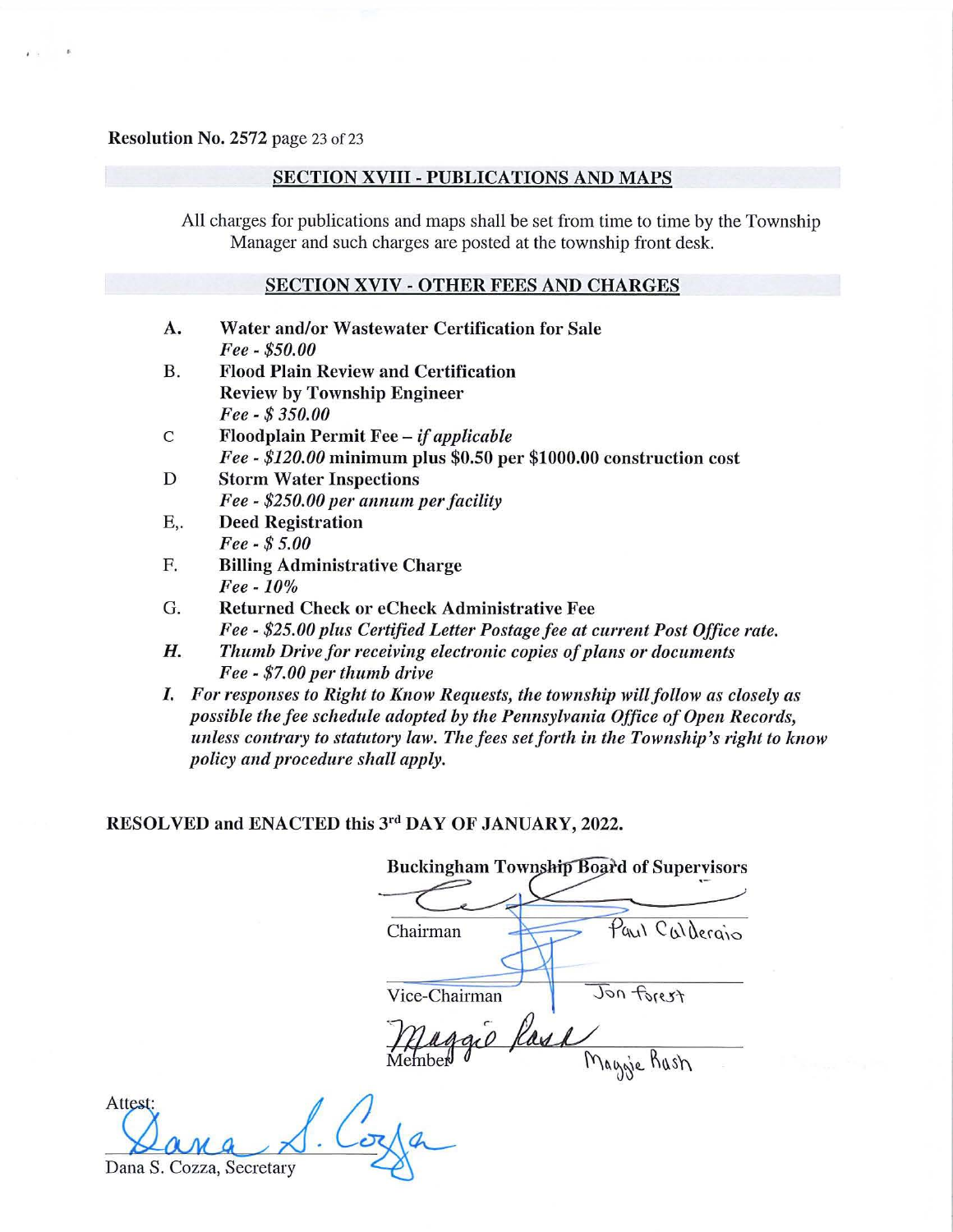**Resolution No. 2572** page 23 of 23

## SECTION XVIII - PUBLICATIONS AND MAPS

All charges for publications and maps shall be set from time to time by the Township Manager and such charges are posted at the township front desk.

## SECTION XVIV - OTHER FEES AND CHARGES

A. **Water and/or Wastewater Certification for Sale**
*Fee - $50.00*

B. **Flood Plain Review and Certification**
**Review by Township Engineer**
*Fee - $ 350.00*

C **Floodplain Permit Fee –** ***if applicable***
*Fee - $120.00* **minimum plus $0.50 per $1000.00 construction cost**

D **Storm Water Inspections**
*Fee - $250.00 per annum per facility*

E,. **Deed Registration**
*Fee - $ 5.00*

F. **Billing Administrative Charge**
*Fee - 10%*

G. **Returned Check or eCheck Administrative Fee**
*Fee - $25.00 plus Certified Letter Postage fee at current Post Office rate.*

***H.*** ***Thumb Drive for receiving electronic copies of plans or documents***
***Fee - $7.00 per thumb drive***

***I.*** ***For responses to Right to Know Requests, the township will follow as closely as possible the fee schedule adopted by the Pennsylvania Office of Open Records, unless contrary to statutory law. The fees set forth in the Township's right to know policy and procedure shall apply.***

**RESOLVED and ENACTED this 3rd DAY OF JANUARY, 2022.**

**Buckingham Township Board of Supervisors**

Chairman — Paul Calderaio

Vice-Chairman — Jon Forest

Member — Maggie Rash

Attest:

Dana S. Cozza, Secretary